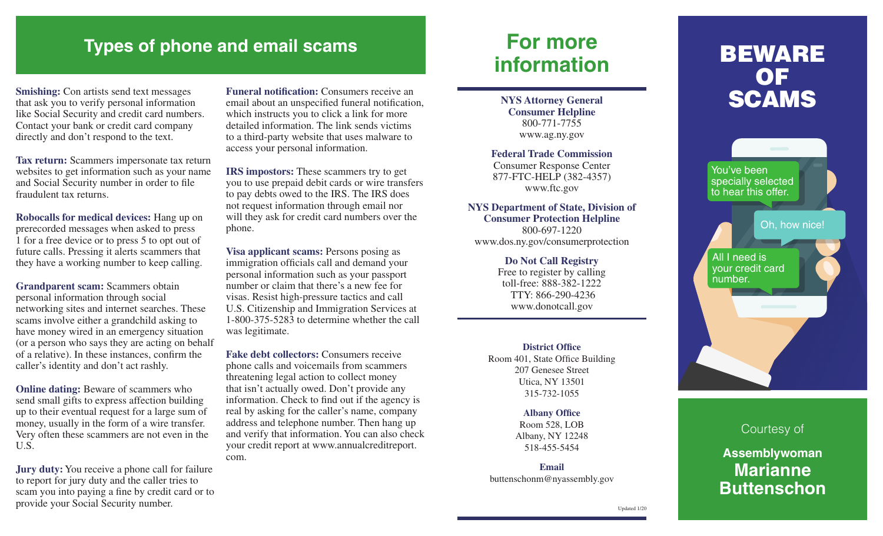## Types of phone and email scams

**Smishing:** Con artists send text messages that ask you to verify personal information like Social Security and credit card numbers. Contact your bank or credit card company directly and don't respond to the text.

**Tax return:** Scammers impersonate tax return websites to get information such as your name and Social Security number in order to file fraudulent tax returns.

**Robocalls for medical devices:** Hang up on prerecorded messages when asked to press 1 for a free device or to press 5 to opt out of future calls. Pressing it alerts scammers that they have a working number to keep calling.

**Grandparent scam:** Scammers obtain personal information through social networking sites and internet searches. These scams involve either a grandchild asking to have money wired in an emergency situation (or a person who says they are acting on behalf of a relative). In these instances, confirm the caller's identity and don't act rashly.

**Online dating:** Beware of scammers who send small gifts to express affection building up to their eventual request for a large sum of money, usually in the form of a wire transfer. Very often these scammers are not even in the U.S.

**Jury duty:** You receive a phone call for failure to report for jury duty and the caller tries to scam you into paying a fine by credit card or to provide your Social Security number.

**Funeral notification:** Consumers receive an email about an unspecified funeral notification, which instructs you to click a link for more detailed information. The link sends victims to a third-party website that uses malware to access your personal information.

**IRS impostors:** These scammers try to get you to use prepaid debit cards or wire transfers to pay debts owed to the IRS. The IRS does not request information through email nor will they ask for credit card numbers over the phone.

**Visa applicant scams:** Persons posing as immigration officials call and demand your personal information such as your passport number or claim that there's a new fee for visas. Resist high-pressure tactics and call U.S. Citizenship and Immigration Services at 1-800-375-5283 to determine whether the call was legitimate.

**Fake debt collectors:** Consumers receive phone calls and voicemails from scammers threatening legal action to collect money that isn't actually owed. Don't provide any information. Check to find out if the agency is real by asking for the caller's name, company address and telephone number. Then hang up and verify that information. You can also check your credit report at www.annualcreditreport.com.

## For more information

**NYS Attorney General Consumer Helpline**
800-771-7755
www.ag.ny.gov

**Federal Trade Commission**
Consumer Response Center
877-FTC-HELP (382-4357)
www.ftc.gov

**NYS Department of State, Division of Consumer Protection Helpline**
800-697-1220
www.dos.ny.gov/consumerprotection

**Do Not Call Registry**
Free to register by calling toll-free: 888-382-1222
TTY: 866-290-4236
www.donotcall.gov

**District Office**
Room 401, State Office Building
207 Genesee Street
Utica, NY 13501
315-732-1055

**Albany Office**
Room 528, LOB
Albany, NY 12248
518-455-5454

**Email**
buttenschonm@nyassembly.gov

Updated 1/20

# BEWARE OF SCAMS

You've been specially selected to hear this offer.

Oh, how nice!

All I need is your credit card number.

Courtesy of

**Assemblywoman**
**Marianne Buttenschon**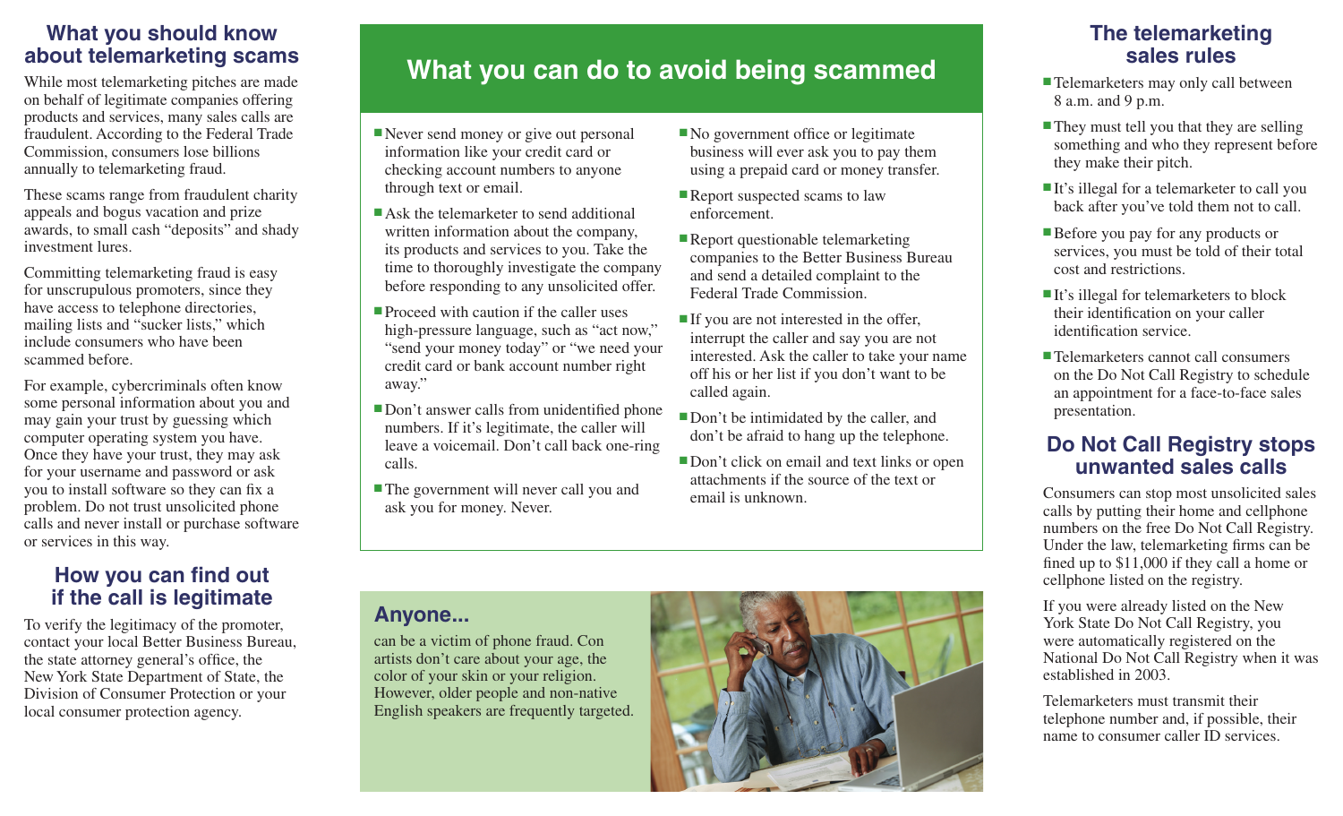## What you should know about telemarketing scams

While most telemarketing pitches are made on behalf of legitimate companies offering products and services, many sales calls are fraudulent. According to the Federal Trade Commission, consumers lose billions annually to telemarketing fraud.

These scams range from fraudulent charity appeals and bogus vacation and prize awards, to small cash "deposits" and shady investment lures.

Committing telemarketing fraud is easy for unscrupulous promoters, since they have access to telephone directories, mailing lists and "sucker lists," which include consumers who have been scammed before.

For example, cybercriminals often know some personal information about you and may gain your trust by guessing which computer operating system you have. Once they have your trust, they may ask for your username and password or ask you to install software so they can fix a problem. Do not trust unsolicited phone calls and never install or purchase software or services in this way.

## How you can find out if the call is legitimate

To verify the legitimacy of the promoter, contact your local Better Business Bureau, the state attorney general's office, the New York State Department of State, the Division of Consumer Protection or your local consumer protection agency.

## What you can do to avoid being scammed

- Never send money or give out personal information like your credit card or checking account numbers to anyone through text or email.
- Ask the telemarketer to send additional written information about the company, its products and services to you. Take the time to thoroughly investigate the company before responding to any unsolicited offer.
- Proceed with caution if the caller uses high-pressure language, such as "act now," "send your money today" or "we need your credit card or bank account number right away."
- Don't answer calls from unidentified phone numbers. If it's legitimate, the caller will leave a voicemail. Don't call back one-ring calls.
- The government will never call you and ask you for money. Never.
- No government office or legitimate business will ever ask you to pay them using a prepaid card or money transfer.
- Report suspected scams to law enforcement.
- Report questionable telemarketing companies to the Better Business Bureau and send a detailed complaint to the Federal Trade Commission.
- If you are not interested in the offer, interrupt the caller and say you are not interested. Ask the caller to take your name off his or her list if you don't want to be called again.
- Don't be intimidated by the caller, and don't be afraid to hang up the telephone.
- Don't click on email and text links or open attachments if the source of the text or email is unknown.

### Anyone...

can be a victim of phone fraud. Con artists don't care about your age, the color of your skin or your religion. However, older people and non-native English speakers are frequently targeted.

## The telemarketing sales rules

- Telemarketers may only call between 8 a.m. and 9 p.m.
- They must tell you that they are selling something and who they represent before they make their pitch.
- It's illegal for a telemarketer to call you back after you've told them not to call.
- Before you pay for any products or services, you must be told of their total cost and restrictions.
- It's illegal for telemarketers to block their identification on your caller identification service.
- Telemarketers cannot call consumers on the Do Not Call Registry to schedule an appointment for a face-to-face sales presentation.

## Do Not Call Registry stops unwanted sales calls

Consumers can stop most unsolicited sales calls by putting their home and cellphone numbers on the free Do Not Call Registry. Under the law, telemarketing firms can be fined up to $11,000 if they call a home or cellphone listed on the registry.

If you were already listed on the New York State Do Not Call Registry, you were automatically registered on the National Do Not Call Registry when it was established in 2003.

Telemarketers must transmit their telephone number and, if possible, their name to consumer caller ID services.